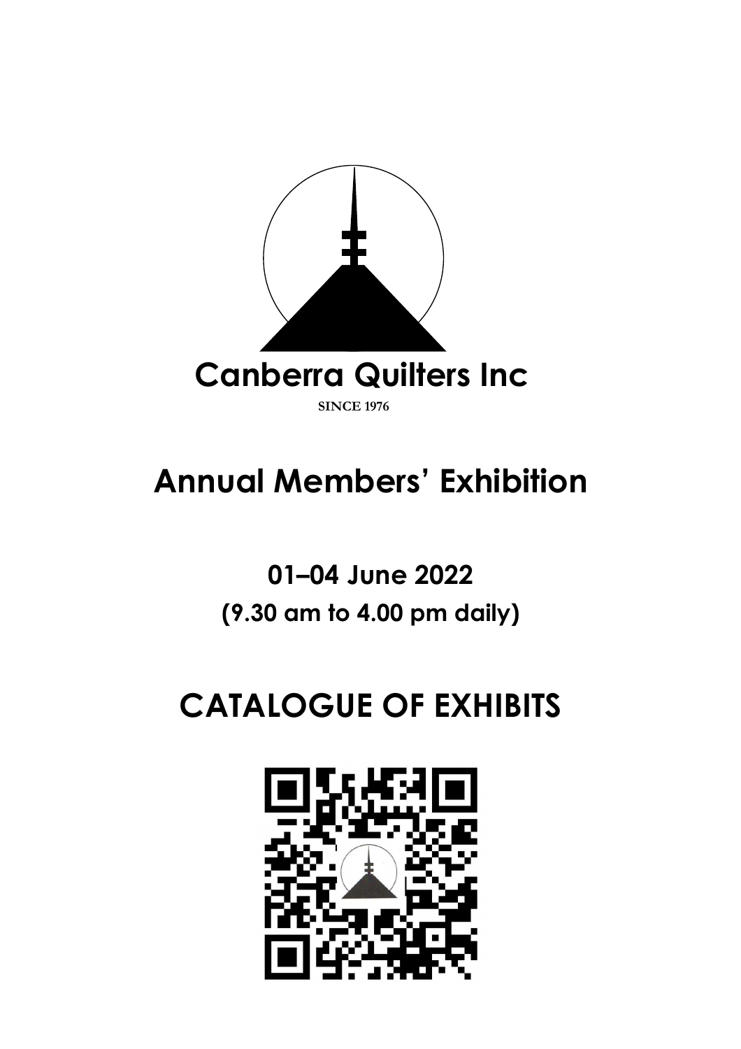# Canberra Quilters Inc

SINCE 1976

## Annual Members' Exhibition

**01–04 June 2022**

**(9.30 am to 4.00 pm daily)**

## CATALOGUE OF EXHIBITS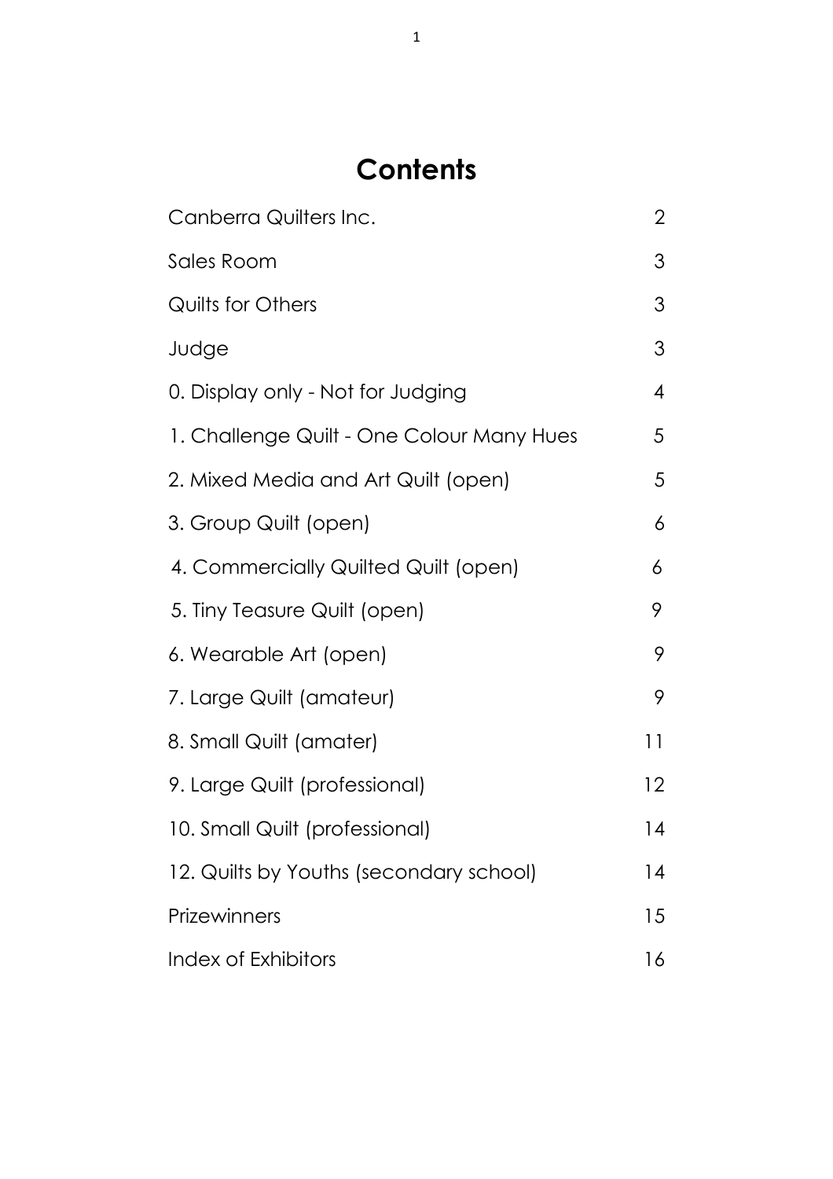# Contents

| | |
|---|---|
| Canberra Quilters Inc. | 2 |
| Sales Room | 3 |
| Quilts for Others | 3 |
| Judge | 3 |
| 0. Display only - Not for Judging | 4 |
| 1. Challenge Quilt - One Colour Many Hues | 5 |
| 2. Mixed Media and Art Quilt (open) | 5 |
| 3. Group Quilt (open) | 6 |
| 4. Commercially Quilted Quilt (open) | 6 |
| 5. Tiny Teasure Quilt (open) | 9 |
| 6. Wearable Art (open) | 9 |
| 7. Large Quilt (amateur) | 9 |
| 8. Small Quilt (amater) | 11 |
| 9. Large Quilt (professional) | 12 |
| 10. Small Quilt (professional) | 14 |
| 12. Quilts by Youths (secondary school) | 14 |
| Prizewinners | 15 |
| Index of Exhibitors | 16 |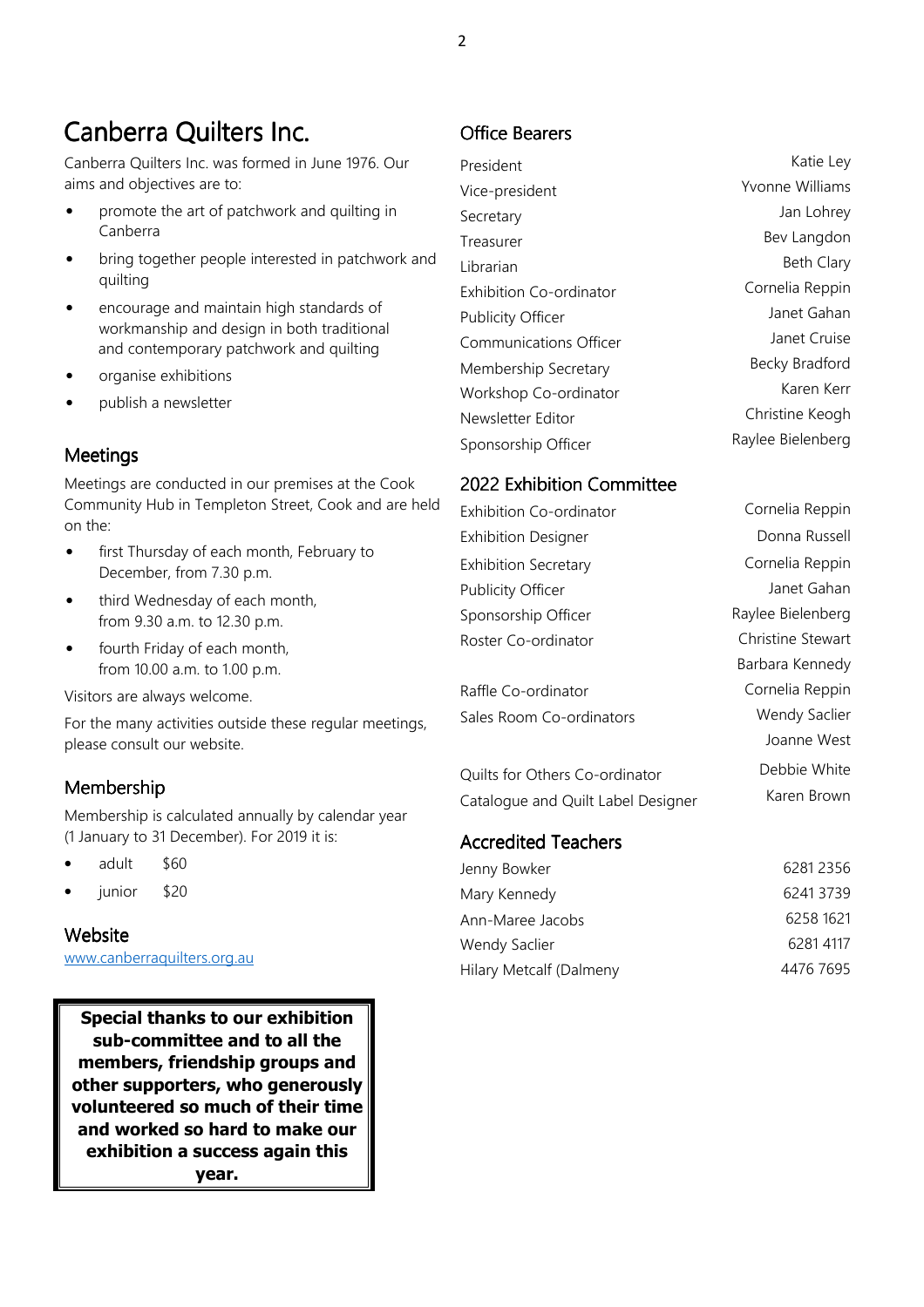# Canberra Quilters Inc.

Canberra Quilters Inc. was formed in June 1976. Our aims and objectives are to:

- promote the art of patchwork and quilting in Canberra
- bring together people interested in patchwork and quilting
- encourage and maintain high standards of workmanship and design in both traditional and contemporary patchwork and quilting
- organise exhibitions
- publish a newsletter

## Meetings

Meetings are conducted in our premises at the Cook Community Hub in Templeton Street, Cook and are held on the:

- first Thursday of each month, February to December, from 7.30 p.m.
- third Wednesday of each month, from 9.30 a.m. to 12.30 p.m.
- fourth Friday of each month, from 10.00 a.m. to 1.00 p.m.

Visitors are always welcome.

For the many activities outside these regular meetings, please consult our website.

## Membership

Membership is calculated annually by calendar year (1 January to 31 December). For 2019 it is:

- adult $60
- junior $20

## Website

www.canberraquilters.org.au

**Special thanks to our exhibition sub-committee and to all the members, friendship groups and other supporters, who generously volunteered so much of their time and worked so hard to make our exhibition a success again this year.**

## Office Bearers

| | |
|---|---|
| President | Katie Ley |
| Vice-president | Yvonne Williams |
| Secretary | Jan Lohrey |
| Treasurer | Bev Langdon |
| Librarian | Beth Clary |
| Exhibition Co-ordinator | Cornelia Reppin |
| Publicity Officer | Janet Gahan |
| Communications Officer | Janet Cruise |
| Membership Secretary | Becky Bradford |
| Workshop Co-ordinator | Karen Kerr |
| Newsletter Editor | Christine Keogh |
| Sponsorship Officer | Raylee Bielenberg |

## 2022 Exhibition Committee

| | |
|---|---|
| Exhibition Co-ordinator | Cornelia Reppin |
| Exhibition Designer | Donna Russell |
| Exhibition Secretary | Cornelia Reppin |
| Publicity Officer | Janet Gahan |
| Sponsorship Officer | Raylee Bielenberg |
| Roster Co-ordinator | Christine Stewart |
| | Barbara Kennedy |
| Raffle Co-ordinator | Cornelia Reppin |
| Sales Room Co-ordinators | Wendy Saclier |
| | Joanne West |
| Quilts for Others Co-ordinator | Debbie White |
| Catalogue and Quilt Label Designer | Karen Brown |

## Accredited Teachers

| | |
|---|---|
| Jenny Bowker | 6281 2356 |
| Mary Kennedy | 6241 3739 |
| Ann-Maree Jacobs | 6258 1621 |
| Wendy Saclier | 6281 4117 |
| Hilary Metcalf (Dalmeny | 4476 7695 |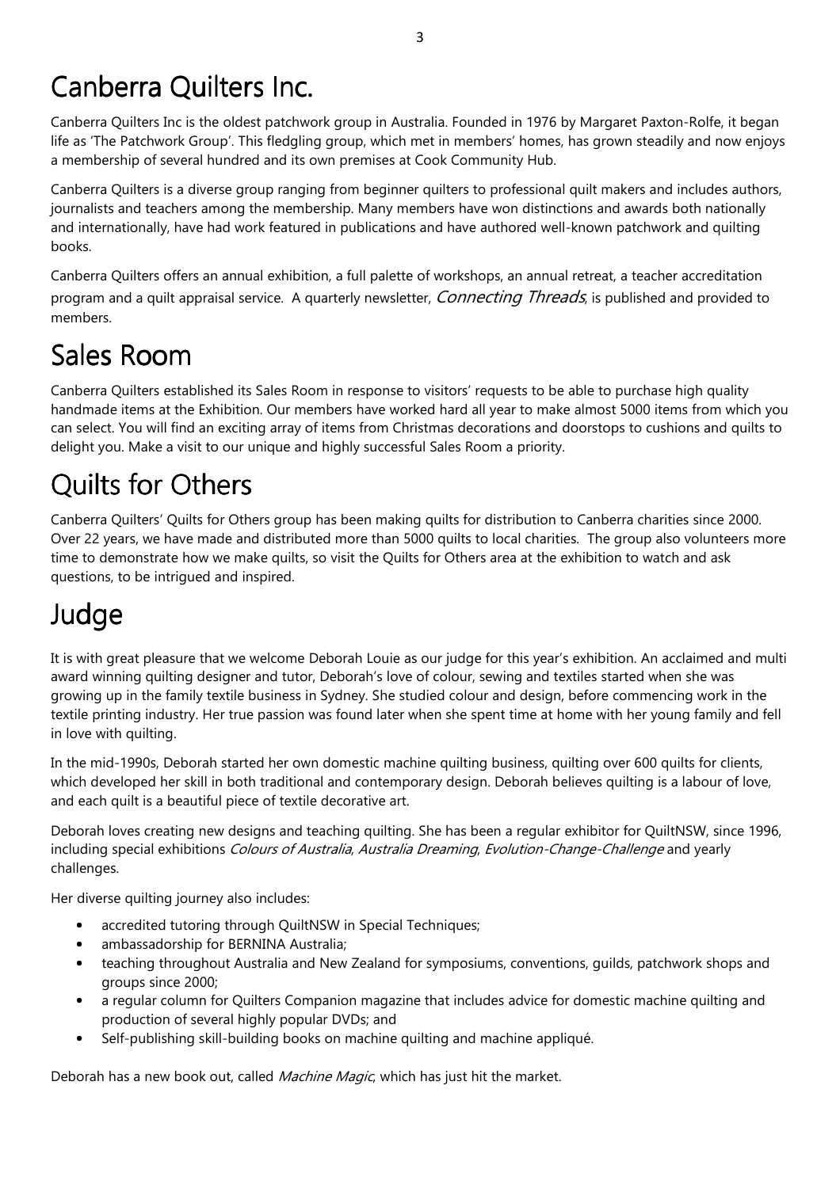# Canberra Quilters Inc.

Canberra Quilters Inc is the oldest patchwork group in Australia. Founded in 1976 by Margaret Paxton-Rolfe, it began life as 'The Patchwork Group'. This fledgling group, which met in members' homes, has grown steadily and now enjoys a membership of several hundred and its own premises at Cook Community Hub.

Canberra Quilters is a diverse group ranging from beginner quilters to professional quilt makers and includes authors, journalists and teachers among the membership. Many members have won distinctions and awards both nationally and internationally, have had work featured in publications and have authored well-known patchwork and quilting books.

Canberra Quilters offers an annual exhibition, a full palette of workshops, an annual retreat, a teacher accreditation program and a quilt appraisal service. A quarterly newsletter, *Connecting Threads*, is published and provided to members.

# Sales Room

Canberra Quilters established its Sales Room in response to visitors' requests to be able to purchase high quality handmade items at the Exhibition. Our members have worked hard all year to make almost 5000 items from which you can select. You will find an exciting array of items from Christmas decorations and doorstops to cushions and quilts to delight you. Make a visit to our unique and highly successful Sales Room a priority.

# Quilts for Others

Canberra Quilters' Quilts for Others group has been making quilts for distribution to Canberra charities since 2000. Over 22 years, we have made and distributed more than 5000 quilts to local charities. The group also volunteers more time to demonstrate how we make quilts, so visit the Quilts for Others area at the exhibition to watch and ask questions, to be intrigued and inspired.

# Judge

It is with great pleasure that we welcome Deborah Louie as our judge for this year's exhibition. An acclaimed and multi award winning quilting designer and tutor, Deborah's love of colour, sewing and textiles started when she was growing up in the family textile business in Sydney. She studied colour and design, before commencing work in the textile printing industry. Her true passion was found later when she spent time at home with her young family and fell in love with quilting.

In the mid-1990s, Deborah started her own domestic machine quilting business, quilting over 600 quilts for clients, which developed her skill in both traditional and contemporary design. Deborah believes quilting is a labour of love, and each quilt is a beautiful piece of textile decorative art.

Deborah loves creating new designs and teaching quilting. She has been a regular exhibitor for QuiltNSW, since 1996, including special exhibitions *Colours of Australia*, *Australia Dreaming*, *Evolution-Change-Challenge* and yearly challenges.

Her diverse quilting journey also includes:

- accredited tutoring through QuiltNSW in Special Techniques;
- ambassadorship for BERNINA Australia;
- teaching throughout Australia and New Zealand for symposiums, conventions, guilds, patchwork shops and groups since 2000;
- a regular column for Quilters Companion magazine that includes advice for domestic machine quilting and production of several highly popular DVDs; and
- Self-publishing skill-building books on machine quilting and machine appliqué.

Deborah has a new book out, called *Machine Magic*, which has just hit the market.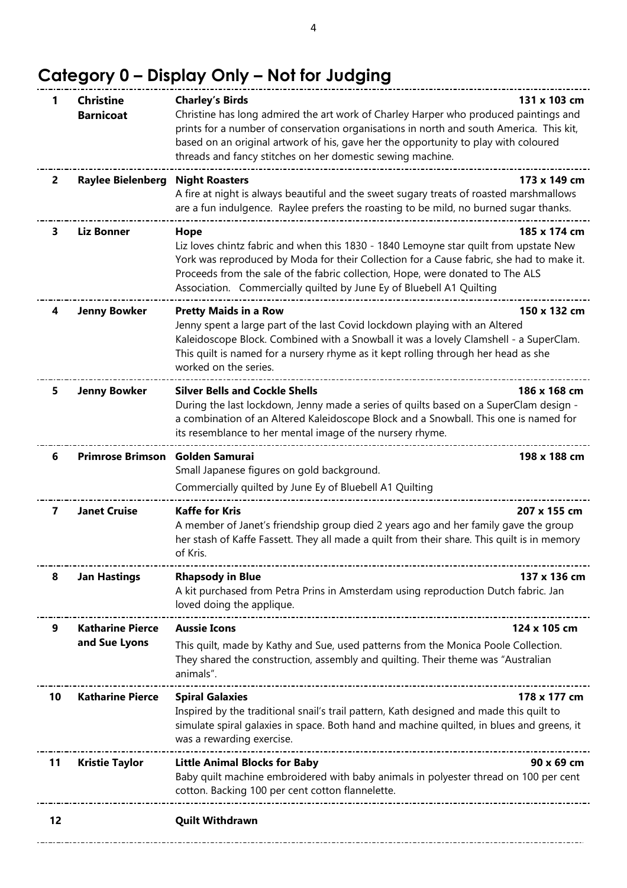## Category 0 – Display Only – Not for Judging

**1** **Christine Barnicoat**

**Charley's Birds** — **131 x 103 cm**

Christine has long admired the art work of Charley Harper who produced paintings and prints for a number of conservation organisations in north and south America. This kit, based on an original artwork of his, gave her the opportunity to play with coloured threads and fancy stitches on her domestic sewing machine.

**2** **Raylee Bielenberg**

**Night Roasters** — **173 x 149 cm**

A fire at night is always beautiful and the sweet sugary treats of roasted marshmallows are a fun indulgence. Raylee prefers the roasting to be mild, no burned sugar thanks.

**3** **Liz Bonner**

**Hope** — **185 x 174 cm**

Liz loves chintz fabric and when this 1830 - 1840 Lemoyne star quilt from upstate New York was reproduced by Moda for their Collection for a Cause fabric, she had to make it. Proceeds from the sale of the fabric collection, Hope, were donated to The ALS Association. Commercially quilted by June Ey of Bluebell A1 Quilting

**4** **Jenny Bowker**

**Pretty Maids in a Row** — **150 x 132 cm**

Jenny spent a large part of the last Covid lockdown playing with an Altered Kaleidoscope Block. Combined with a Snowball it was a lovely Clamshell - a SuperClam. This quilt is named for a nursery rhyme as it kept rolling through her head as she worked on the series.

**5** **Jenny Bowker**

**Silver Bells and Cockle Shells** — **186 x 168 cm**

During the last lockdown, Jenny made a series of quilts based on a SuperClam design - a combination of an Altered Kaleidoscope Block and a Snowball. This one is named for its resemblance to her mental image of the nursery rhyme.

**6** **Primrose Brimson**

**Golden Samurai** — **198 x 188 cm**

Small Japanese figures on gold background.

Commercially quilted by June Ey of Bluebell A1 Quilting

**7** **Janet Cruise**

**Kaffe for Kris** — **207 x 155 cm**

A member of Janet's friendship group died 2 years ago and her family gave the group her stash of Kaffe Fassett. They all made a quilt from their share. This quilt is in memory of Kris.

**8** **Jan Hastings**

**Rhapsody in Blue** — **137 x 136 cm**

A kit purchased from Petra Prins in Amsterdam using reproduction Dutch fabric. Jan loved doing the applique.

**9** **Katharine Pierce and Sue Lyons**

**Aussie Icons** — **124 x 105 cm**

This quilt, made by Kathy and Sue, used patterns from the Monica Poole Collection. They shared the construction, assembly and quilting. Their theme was "Australian animals".

**10** **Katharine Pierce**

**Spiral Galaxies** — **178 x 177 cm**

Inspired by the traditional snail's trail pattern, Kath designed and made this quilt to simulate spiral galaxies in space. Both hand and machine quilted, in blues and greens, it was a rewarding exercise.

**11** **Kristie Taylor**

**Little Animal Blocks for Baby** — **90 x 69 cm**

Baby quilt machine embroidered with baby animals in polyester thread on 100 per cent cotton. Backing 100 per cent cotton flannelette.

**12**

**Quilt Withdrawn**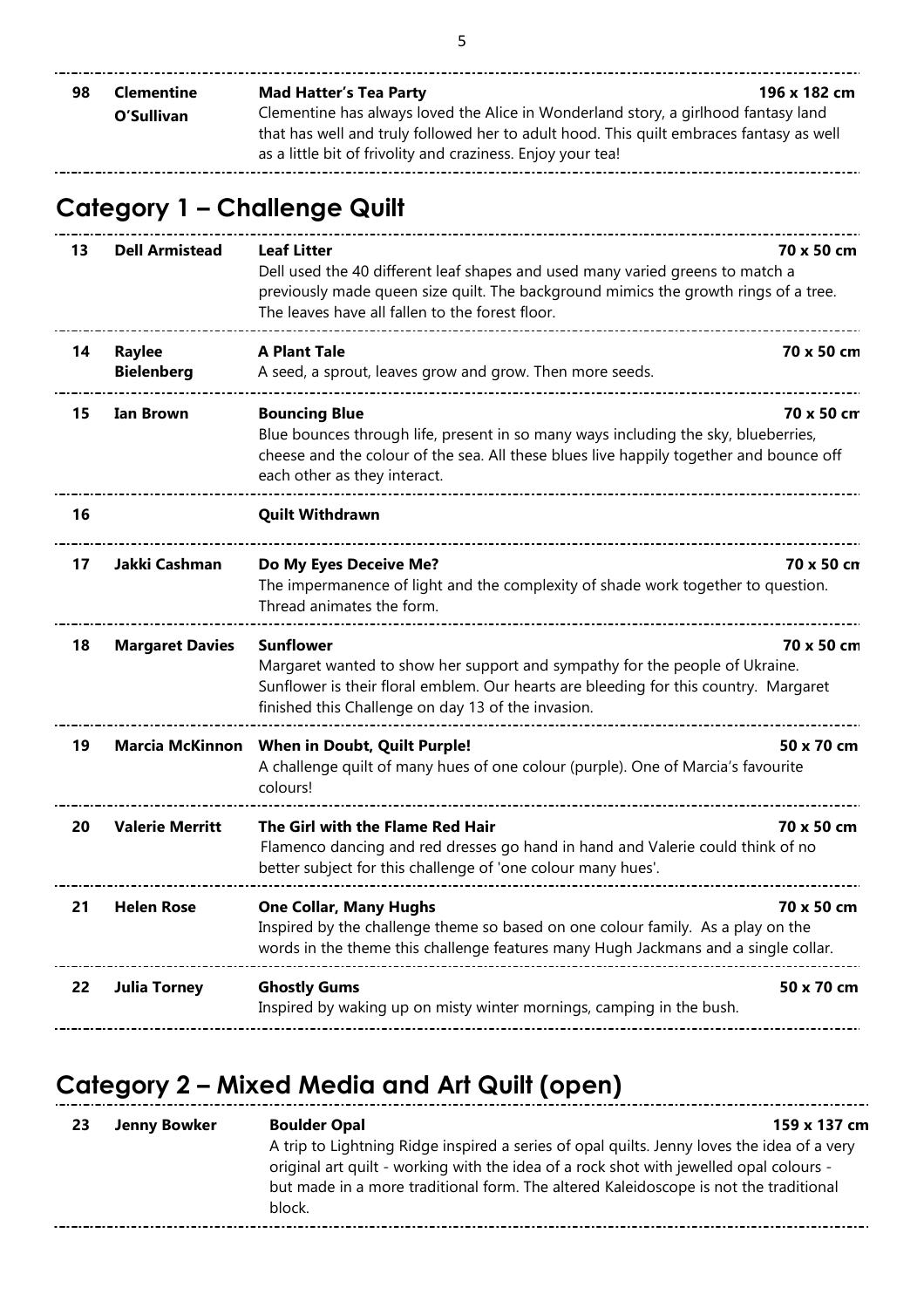| | | | |
|---|---|---|---|
| **98** | **Clementine O'Sullivan** | **Mad Hatter's Tea Party**<br>Clementine has always loved the Alice in Wonderland story, a girlhood fantasy land that has well and truly followed her to adult hood. This quilt embraces fantasy as well as a little bit of frivolity and craziness. Enjoy your tea! | **196 x 182 cm** |

## Category 1 – Challenge Quilt

| | | | |
|---|---|---|---|
| **13** | **Dell Armistead** | **Leaf Litter**<br>Dell used the 40 different leaf shapes and used many varied greens to match a previously made queen size quilt. The background mimics the growth rings of a tree. The leaves have all fallen to the forest floor. | **70 x 50 cm** |
| **14** | **Raylee Bielenberg** | **A Plant Tale**<br>A seed, a sprout, leaves grow and grow. Then more seeds. | **70 x 50 cm** |
| **15** | **Ian Brown** | **Bouncing Blue**<br>Blue bounces through life, present in so many ways including the sky, blueberries, cheese and the colour of the sea. All these blues live happily together and bounce off each other as they interact. | **70 x 50 cm** |
| **16** | | **Quilt Withdrawn** | |
| **17** | **Jakki Cashman** | **Do My Eyes Deceive Me?**<br>The impermanence of light and the complexity of shade work together to question. Thread animates the form. | **70 x 50 cm** |
| **18** | **Margaret Davies** | **Sunflower**<br>Margaret wanted to show her support and sympathy for the people of Ukraine. Sunflower is their floral emblem. Our hearts are bleeding for this country. Margaret finished this Challenge on day 13 of the invasion. | **70 x 50 cm** |
| **19** | **Marcia McKinnon** | **When in Doubt, Quilt Purple!**<br>A challenge quilt of many hues of one colour (purple). One of Marcia's favourite colours! | **50 x 70 cm** |
| **20** | **Valerie Merritt** | **The Girl with the Flame Red Hair**<br>Flamenco dancing and red dresses go hand in hand and Valerie could think of no better subject for this challenge of 'one colour many hues'. | **70 x 50 cm** |
| **21** | **Helen Rose** | **One Collar, Many Hughs**<br>Inspired by the challenge theme so based on one colour family. As a play on the words in the theme this challenge features many Hugh Jackmans and a single collar. | **70 x 50 cm** |
| **22** | **Julia Torney** | **Ghostly Gums**<br>Inspired by waking up on misty winter mornings, camping in the bush. | **50 x 70 cm** |

## Category 2 – Mixed Media and Art Quilt (open)

| | | | |
|---|---|---|---|
| **23** | **Jenny Bowker** | **Boulder Opal**<br>A trip to Lightning Ridge inspired a series of opal quilts. Jenny loves the idea of a very original art quilt - working with the idea of a rock shot with jewelled opal colours - but made in a more traditional form. The altered Kaleidoscope is not the traditional block. | **159 x 137 cm** |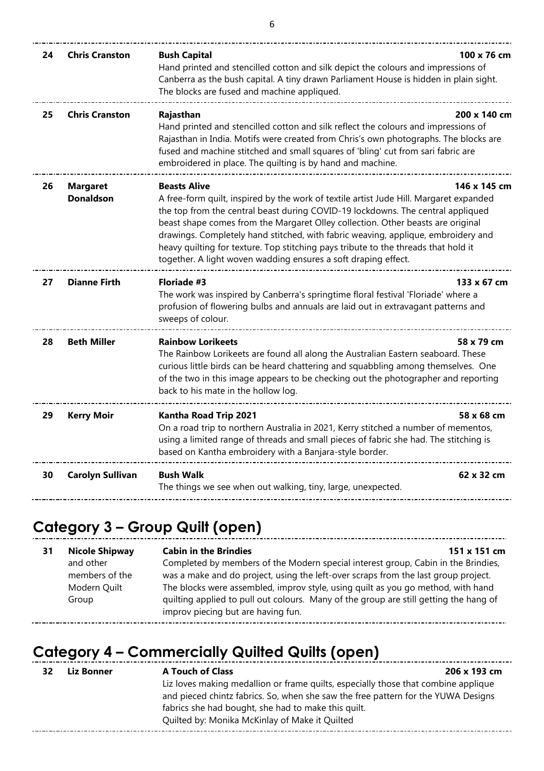| | | | |
|---|---|---|---|
| **24** | **Chris Cranston** | **Bush Capital**<br>Hand printed and stencilled cotton and silk depict the colours and impressions of Canberra as the bush capital. A tiny drawn Parliament House is hidden in plain sight. The blocks are fused and machine appliqued. | **100 x 76 cm** |
| **25** | **Chris Cranston** | **Rajasthan**<br>Hand printed and stencilled cotton and silk reflect the colours and impressions of Rajasthan in India. Motifs were created from Chris's own photographs. The blocks are fused and machine stitched and small squares of 'bling' cut from sari fabric are embroidered in place. The quilting is by hand and machine. | **200 x 140 cm** |
| **26** | **Margaret Donaldson** | **Beasts Alive**<br>A free-form quilt, inspired by the work of textile artist Jude Hill. Margaret expanded the top from the central beast during COVID-19 lockdowns. The central appliqued beast shape comes from the Margaret Olley collection. Other beasts are original drawings. Completely hand stitched, with fabric weaving, applique, embroidery and heavy quilting for texture. Top stitching pays tribute to the threads that hold it together. A light woven wadding ensures a soft draping effect. | **146 x 145 cm** |
| **27** | **Dianne Firth** | **Floriade #3**<br>The work was inspired by Canberra's springtime floral festival 'Floriade' where a profusion of flowering bulbs and annuals are laid out in extravagant patterns and sweeps of colour. | **133 x 67 cm** |
| **28** | **Beth Miller** | **Rainbow Lorikeets**<br>The Rainbow Lorikeets are found all along the Australian Eastern seaboard. These curious little birds can be heard chattering and squabbling among themselves. One of the two in this image appears to be checking out the photographer and reporting back to his mate in the hollow log. | **58 x 79 cm** |
| **29** | **Kerry Moir** | **Kantha Road Trip 2021**<br>On a road trip to northern Australia in 2021, Kerry stitched a number of mementos, using a limited range of threads and small pieces of fabric she had. The stitching is based on Kantha embroidery with a Banjara-style border. | **58 x 68 cm** |
| **30** | **Carolyn Sullivan** | **Bush Walk**<br>The things we see when out walking, tiny, large, unexpected. | **62 x 32 cm** |

## Category 3 – Group Quilt (open)

| | | | |
|---|---|---|---|
| **31** | **Nicole Shipway** and other members of the Modern Quilt Group | **Cabin in the Brindies**<br>Completed by members of the Modern special interest group, Cabin in the Brindies, was a make and do project, using the left-over scraps from the last group project. The blocks were assembled, improv style, using quilt as you go method, with hand quilting applied to pull out colours. Many of the group are still getting the hang of improv piecing but are having fun. | **151 x 151 cm** |

## Category 4 – Commercially Quilted Quilts (open)

| | | | |
|---|---|---|---|
| **32** | **Liz Bonner** | **A Touch of Class**<br>Liz loves making medallion or frame quilts, especially those that combine applique and pieced chintz fabrics. So, when she saw the free pattern for the YUWA Designs fabrics she had bought, she had to make this quilt.<br>Quilted by: Monika McKinlay of Make it Quilted | **206 x 193 cm** |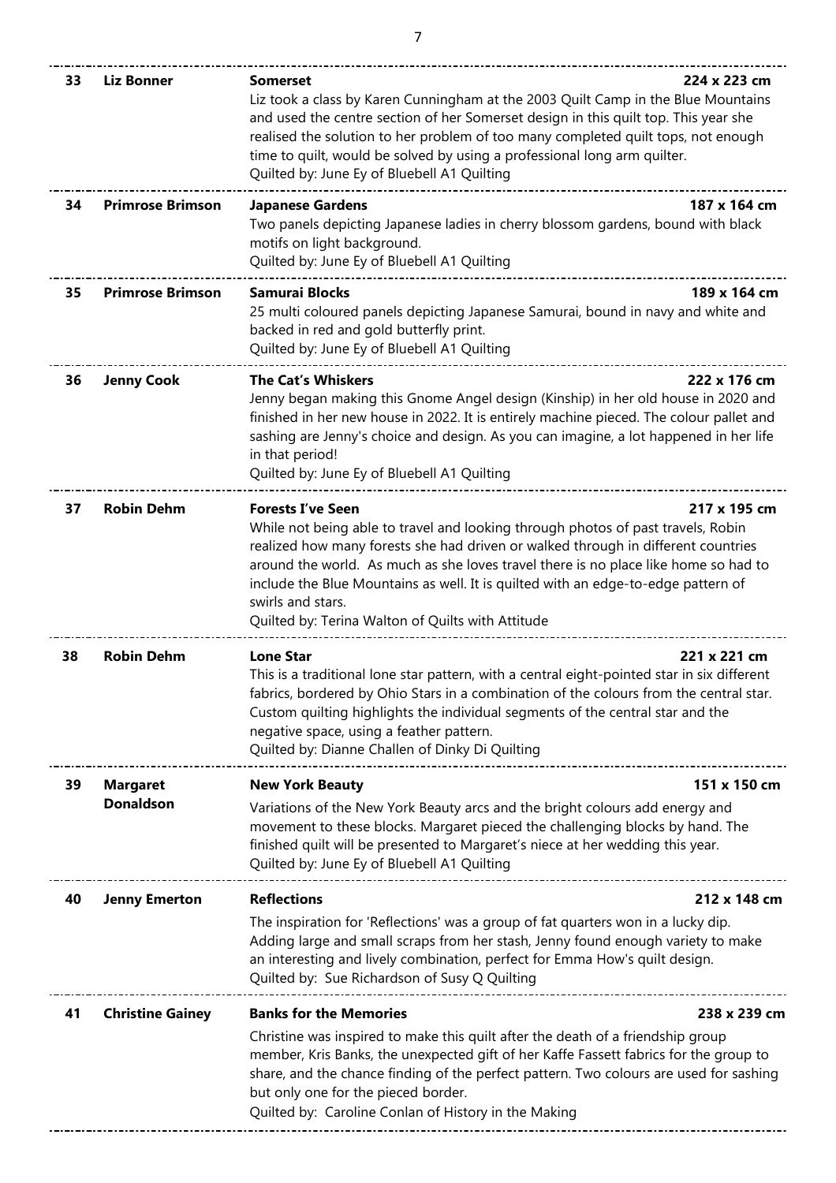**33** **Liz Bonner** **Somerset** **224 x 223 cm**

Liz took a class by Karen Cunningham at the 2003 Quilt Camp in the Blue Mountains and used the centre section of her Somerset design in this quilt top. This year she realised the solution to her problem of too many completed quilt tops, not enough time to quilt, would be solved by using a professional long arm quilter.
Quilted by: June Ey of Bluebell A1 Quilting

---

**34** **Primrose Brimson** **Japanese Gardens** **187 x 164 cm**

Two panels depicting Japanese ladies in cherry blossom gardens, bound with black motifs on light background.
Quilted by: June Ey of Bluebell A1 Quilting

---

**35** **Primrose Brimson** **Samurai Blocks** **189 x 164 cm**

25 multi coloured panels depicting Japanese Samurai, bound in navy and white and backed in red and gold butterfly print.
Quilted by: June Ey of Bluebell A1 Quilting

---

**36** **Jenny Cook** **The Cat's Whiskers** **222 x 176 cm**

Jenny began making this Gnome Angel design (Kinship) in her old house in 2020 and finished in her new house in 2022. It is entirely machine pieced. The colour pallet and sashing are Jenny's choice and design. As you can imagine, a lot happened in her life in that period!
Quilted by: June Ey of Bluebell A1 Quilting

---

**37** **Robin Dehm** **Forests I've Seen** **217 x 195 cm**

While not being able to travel and looking through photos of past travels, Robin realized how many forests she had driven or walked through in different countries around the world. As much as she loves travel there is no place like home so had to include the Blue Mountains as well. It is quilted with an edge-to-edge pattern of swirls and stars.
Quilted by: Terina Walton of Quilts with Attitude

---

**38** **Robin Dehm** **Lone Star** **221 x 221 cm**

This is a traditional lone star pattern, with a central eight-pointed star in six different fabrics, bordered by Ohio Stars in a combination of the colours from the central star. Custom quilting highlights the individual segments of the central star and the negative space, using a feather pattern.
Quilted by: Dianne Challen of Dinky Di Quilting

---

**39** **Margaret Donaldson** **New York Beauty** **151 x 150 cm**

Variations of the New York Beauty arcs and the bright colours add energy and movement to these blocks. Margaret pieced the challenging blocks by hand. The finished quilt will be presented to Margaret's niece at her wedding this year.
Quilted by: June Ey of Bluebell A1 Quilting

---

**40** **Jenny Emerton** **Reflections** **212 x 148 cm**

The inspiration for 'Reflections' was a group of fat quarters won in a lucky dip. Adding large and small scraps from her stash, Jenny found enough variety to make an interesting and lively combination, perfect for Emma How's quilt design.
Quilted by: Sue Richardson of Susy Q Quilting

---

**41** **Christine Gainey** **Banks for the Memories** **238 x 239 cm**

Christine was inspired to make this quilt after the death of a friendship group member, Kris Banks, the unexpected gift of her Kaffe Fassett fabrics for the group to share, and the chance finding of the perfect pattern. Two colours are used for sashing but only one for the pieced border.
Quilted by: Caroline Conlan of History in the Making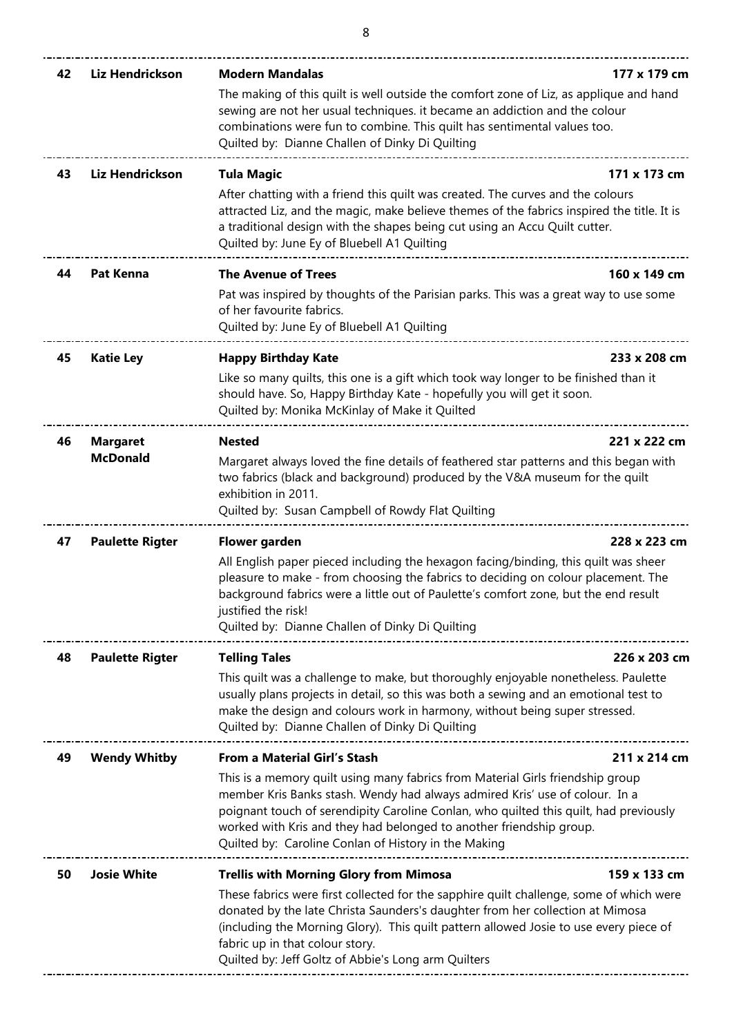**42** **Liz Hendrickson** **Modern Mandalas** **177 x 179 cm**

The making of this quilt is well outside the comfort zone of Liz, as applique and hand sewing are not her usual techniques. it became an addiction and the colour combinations were fun to combine. This quilt has sentimental values too.
Quilted by: Dianne Challen of Dinky Di Quilting

---

**43** **Liz Hendrickson** **Tula Magic** **171 x 173 cm**

After chatting with a friend this quilt was created. The curves and the colours attracted Liz, and the magic, make believe themes of the fabrics inspired the title. It is a traditional design with the shapes being cut using an Accu Quilt cutter.
Quilted by: June Ey of Bluebell A1 Quilting

---

**44** **Pat Kenna** **The Avenue of Trees** **160 x 149 cm**

Pat was inspired by thoughts of the Parisian parks. This was a great way to use some of her favourite fabrics.
Quilted by: June Ey of Bluebell A1 Quilting

---

**45** **Katie Ley** **Happy Birthday Kate** **233 x 208 cm**

Like so many quilts, this one is a gift which took way longer to be finished than it should have. So, Happy Birthday Kate - hopefully you will get it soon.
Quilted by: Monika McKinlay of Make it Quilted

---

**46** **Margaret McDonald** **Nested** **221 x 222 cm**

Margaret always loved the fine details of feathered star patterns and this began with two fabrics (black and background) produced by the V&A museum for the quilt exhibition in 2011.
Quilted by: Susan Campbell of Rowdy Flat Quilting

---

**47** **Paulette Rigter** **Flower garden** **228 x 223 cm**

All English paper pieced including the hexagon facing/binding, this quilt was sheer pleasure to make - from choosing the fabrics to deciding on colour placement. The background fabrics were a little out of Paulette's comfort zone, but the end result justified the risk!
Quilted by: Dianne Challen of Dinky Di Quilting

---

**48** **Paulette Rigter** **Telling Tales** **226 x 203 cm**

This quilt was a challenge to make, but thoroughly enjoyable nonetheless. Paulette usually plans projects in detail, so this was both a sewing and an emotional test to make the design and colours work in harmony, without being super stressed.
Quilted by: Dianne Challen of Dinky Di Quilting

---

**49** **Wendy Whitby** **From a Material Girl's Stash** **211 x 214 cm**

This is a memory quilt using many fabrics from Material Girls friendship group member Kris Banks stash. Wendy had always admired Kris' use of colour. In a poignant touch of serendipity Caroline Conlan, who quilted this quilt, had previously worked with Kris and they had belonged to another friendship group.
Quilted by: Caroline Conlan of History in the Making

---

**50** **Josie White** **Trellis with Morning Glory from Mimosa** **159 x 133 cm**

These fabrics were first collected for the sapphire quilt challenge, some of which were donated by the late Christa Saunders's daughter from her collection at Mimosa (including the Morning Glory). This quilt pattern allowed Josie to use every piece of fabric up in that colour story.
Quilted by: Jeff Goltz of Abbie's Long arm Quilters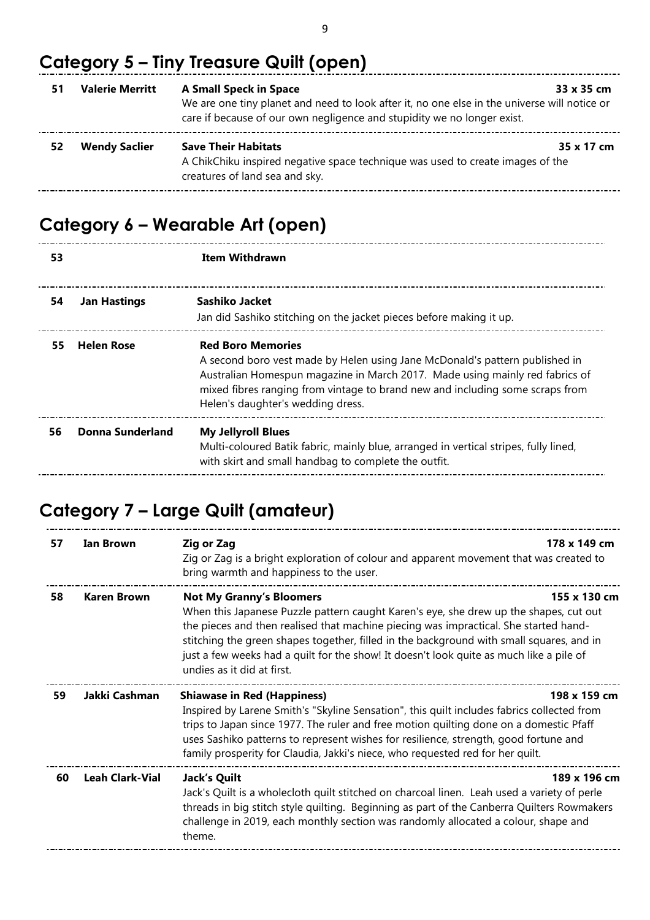## Category 5 – Tiny Treasure Quilt (open)

**51** **Valerie Merritt** **A Small Speck in Space** **33 x 35 cm**
We are one tiny planet and need to look after it, no one else in the universe will notice or care if because of our own negligence and stupidity we no longer exist.

**52** **Wendy Saclier** **Save Their Habitats** **35 x 17 cm**
A ChikChiku inspired negative space technique was used to create images of the creatures of land sea and sky.

## Category 6 – Wearable Art (open)

**53** **Item Withdrawn**

**54** **Jan Hastings** **Sashiko Jacket**
Jan did Sashiko stitching on the jacket pieces before making it up.

**55** **Helen Rose** **Red Boro Memories**
A second boro vest made by Helen using Jane McDonald's pattern published in Australian Homespun magazine in March 2017. Made using mainly red fabrics of mixed fibres ranging from vintage to brand new and including some scraps from Helen's daughter's wedding dress.

**56** **Donna Sunderland** **My Jellyroll Blues**
Multi-coloured Batik fabric, mainly blue, arranged in vertical stripes, fully lined, with skirt and small handbag to complete the outfit.

## Category 7 – Large Quilt (amateur)

**57** **Ian Brown** **Zig or Zag** **178 x 149 cm**
Zig or Zag is a bright exploration of colour and apparent movement that was created to bring warmth and happiness to the user.

**58** **Karen Brown** **Not My Granny's Bloomers** **155 x 130 cm**
When this Japanese Puzzle pattern caught Karen's eye, she drew up the shapes, cut out the pieces and then realised that machine piecing was impractical. She started hand-stitching the green shapes together, filled in the background with small squares, and in just a few weeks had a quilt for the show! It doesn't look quite as much like a pile of undies as it did at first.

**59** **Jakki Cashman** **Shiawase in Red (Happiness)** **198 x 159 cm**
Inspired by Larene Smith's "Skyline Sensation", this quilt includes fabrics collected from trips to Japan since 1977. The ruler and free motion quilting done on a domestic Pfaff uses Sashiko patterns to represent wishes for resilience, strength, good fortune and family prosperity for Claudia, Jakki's niece, who requested red for her quilt.

**60** **Leah Clark-Vial** **Jack's Quilt** **189 x 196 cm**
Jack's Quilt is a wholecloth quilt stitched on charcoal linen. Leah used a variety of perle threads in big stitch style quilting. Beginning as part of the Canberra Quilters Rowmakers challenge in 2019, each monthly section was randomly allocated a colour, shape and theme.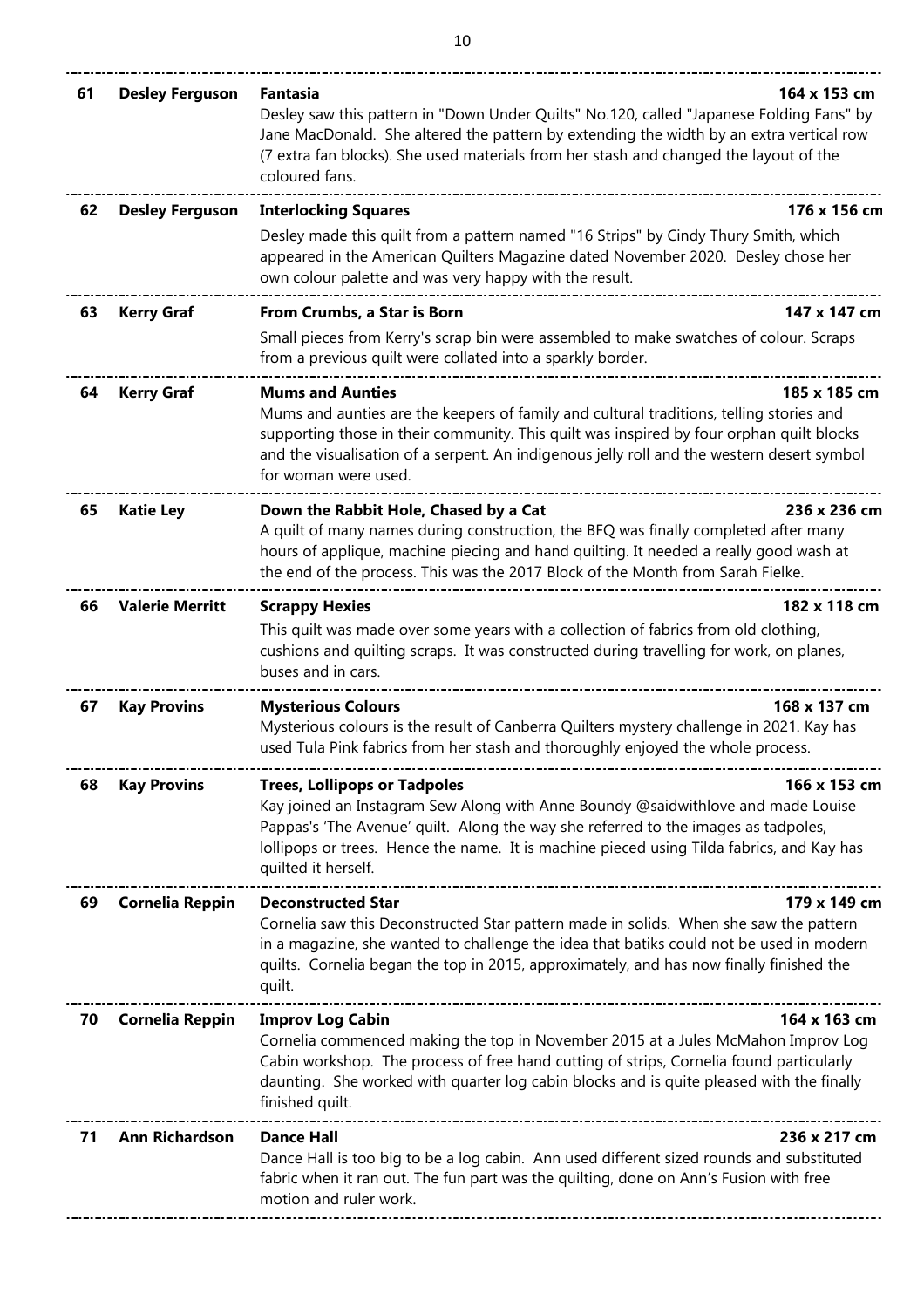| | | | |
|---|---|---|---|
| 61 | Desley Ferguson | **Fantasia**<br>Desley saw this pattern in "Down Under Quilts" No.120, called "Japanese Folding Fans" by Jane MacDonald. She altered the pattern by extending the width by an extra vertical row (7 extra fan blocks). She used materials from her stash and changed the layout of the coloured fans. | 164 x 153 cm |
| 62 | Desley Ferguson | **Interlocking Squares**<br>Desley made this quilt from a pattern named "16 Strips" by Cindy Thury Smith, which appeared in the American Quilters Magazine dated November 2020. Desley chose her own colour palette and was very happy with the result. | 176 x 156 cm |
| 63 | Kerry Graf | **From Crumbs, a Star is Born**<br>Small pieces from Kerry's scrap bin were assembled to make swatches of colour. Scraps from a previous quilt were collated into a sparkly border. | 147 x 147 cm |
| 64 | Kerry Graf | **Mums and Aunties**<br>Mums and aunties are the keepers of family and cultural traditions, telling stories and supporting those in their community. This quilt was inspired by four orphan quilt blocks and the visualisation of a serpent. An indigenous jelly roll and the western desert symbol for woman were used. | 185 x 185 cm |
| 65 | Katie Ley | **Down the Rabbit Hole, Chased by a Cat**<br>A quilt of many names during construction, the BFQ was finally completed after many hours of applique, machine piecing and hand quilting. It needed a really good wash at the end of the process. This was the 2017 Block of the Month from Sarah Fielke. | 236 x 236 cm |
| 66 | Valerie Merritt | **Scrappy Hexies**<br>This quilt was made over some years with a collection of fabrics from old clothing, cushions and quilting scraps. It was constructed during travelling for work, on planes, buses and in cars. | 182 x 118 cm |
| 67 | Kay Provins | **Mysterious Colours**<br>Mysterious colours is the result of Canberra Quilters mystery challenge in 2021. Kay has used Tula Pink fabrics from her stash and thoroughly enjoyed the whole process. | 168 x 137 cm |
| 68 | Kay Provins | **Trees, Lollipops or Tadpoles**<br>Kay joined an Instagram Sew Along with Anne Boundy @saidwithlove and made Louise Pappas's 'The Avenue' quilt. Along the way she referred to the images as tadpoles, lollipops or trees. Hence the name. It is machine pieced using Tilda fabrics, and Kay has quilted it herself. | 166 x 153 cm |
| 69 | Cornelia Reppin | **Deconstructed Star**<br>Cornelia saw this Deconstructed Star pattern made in solids. When she saw the pattern in a magazine, she wanted to challenge the idea that batiks could not be used in modern quilts. Cornelia began the top in 2015, approximately, and has now finally finished the quilt. | 179 x 149 cm |
| 70 | Cornelia Reppin | **Improv Log Cabin**<br>Cornelia commenced making the top in November 2015 at a Jules McMahon Improv Log Cabin workshop. The process of free hand cutting of strips, Cornelia found particularly daunting. She worked with quarter log cabin blocks and is quite pleased with the finally finished quilt. | 164 x 163 cm |
| 71 | Ann Richardson | **Dance Hall**<br>Dance Hall is too big to be a log cabin. Ann used different sized rounds and substituted fabric when it ran out. The fun part was the quilting, done on Ann's Fusion with free motion and ruler work. | 236 x 217 cm |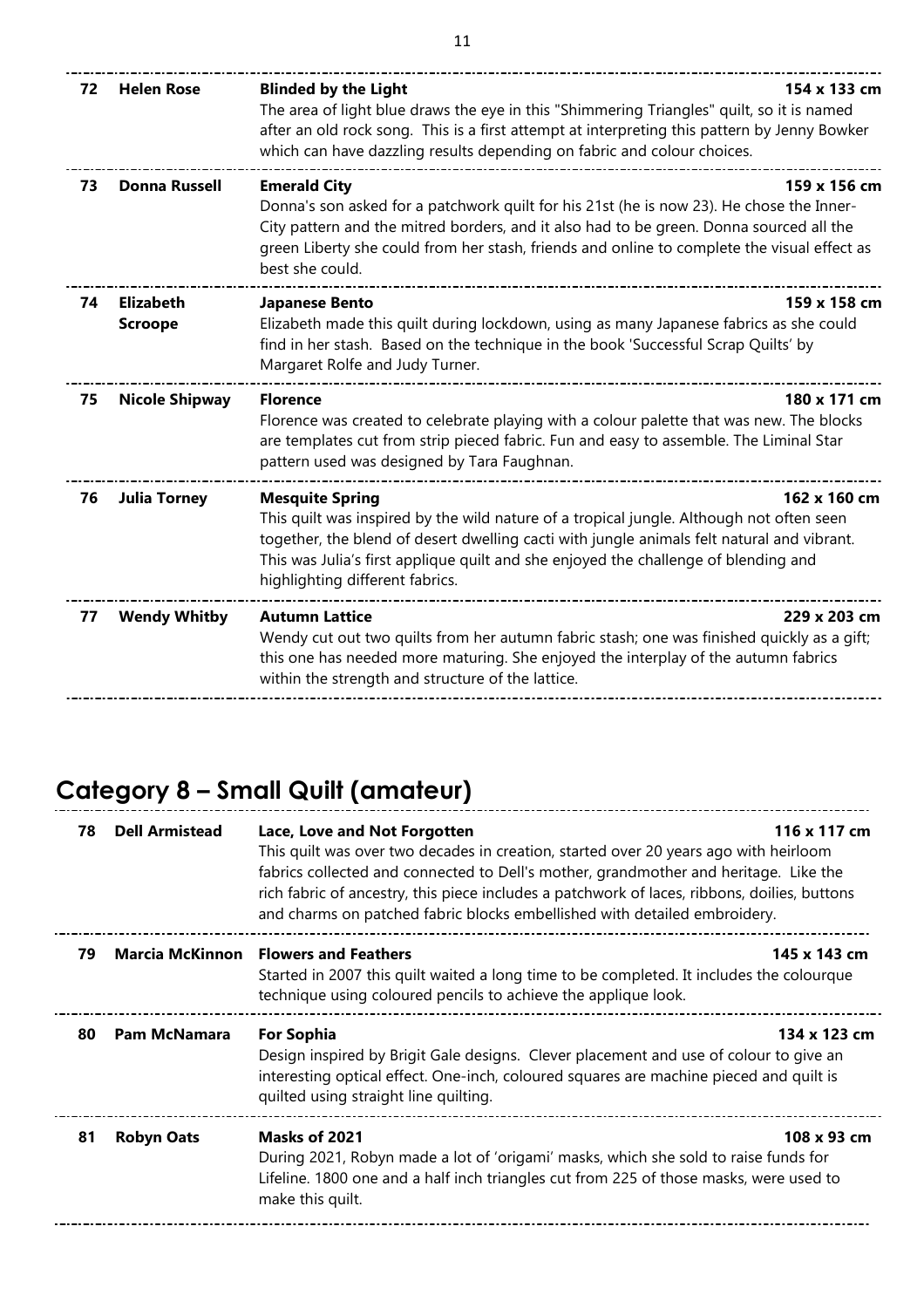**72 Helen Rose** — **Blinded by the Light** — **154 x 133 cm**

The area of light blue draws the eye in this "Shimmering Triangles" quilt, so it is named after an old rock song. This is a first attempt at interpreting this pattern by Jenny Bowker which can have dazzling results depending on fabric and colour choices.

**73 Donna Russell** — **Emerald City** — **159 x 156 cm**

Donna's son asked for a patchwork quilt for his 21st (he is now 23). He chose the Inner-City pattern and the mitred borders, and it also had to be green. Donna sourced all the green Liberty she could from her stash, friends and online to complete the visual effect as best she could.

**74 Elizabeth Scroope** — **Japanese Bento** — **159 x 158 cm**

Elizabeth made this quilt during lockdown, using as many Japanese fabrics as she could find in her stash. Based on the technique in the book 'Successful Scrap Quilts' by Margaret Rolfe and Judy Turner.

**75 Nicole Shipway** — **Florence** — **180 x 171 cm**

Florence was created to celebrate playing with a colour palette that was new. The blocks are templates cut from strip pieced fabric. Fun and easy to assemble. The Liminal Star pattern used was designed by Tara Faughnan.

**76 Julia Torney** — **Mesquite Spring** — **162 x 160 cm**

This quilt was inspired by the wild nature of a tropical jungle. Although not often seen together, the blend of desert dwelling cacti with jungle animals felt natural and vibrant. This was Julia's first applique quilt and she enjoyed the challenge of blending and highlighting different fabrics.

**77 Wendy Whitby** — **Autumn Lattice** — **229 x 203 cm**

Wendy cut out two quilts from her autumn fabric stash; one was finished quickly as a gift; this one has needed more maturing. She enjoyed the interplay of the autumn fabrics within the strength and structure of the lattice.

## Category 8 – Small Quilt (amateur)

**78 Dell Armistead** — **Lace, Love and Not Forgotten** — **116 x 117 cm**

This quilt was over two decades in creation, started over 20 years ago with heirloom fabrics collected and connected to Dell's mother, grandmother and heritage. Like the rich fabric of ancestry, this piece includes a patchwork of laces, ribbons, doilies, buttons and charms on patched fabric blocks embellished with detailed embroidery.

**79 Marcia McKinnon** — **Flowers and Feathers** — **145 x 143 cm**

Started in 2007 this quilt waited a long time to be completed. It includes the colourque technique using coloured pencils to achieve the applique look.

**80 Pam McNamara** — **For Sophia** — **134 x 123 cm**

Design inspired by Brigit Gale designs. Clever placement and use of colour to give an interesting optical effect. One-inch, coloured squares are machine pieced and quilt is quilted using straight line quilting.

**81 Robyn Oats** — **Masks of 2021** — **108 x 93 cm**

During 2021, Robyn made a lot of 'origami' masks, which she sold to raise funds for Lifeline. 1800 one and a half inch triangles cut from 225 of those masks, were used to make this quilt.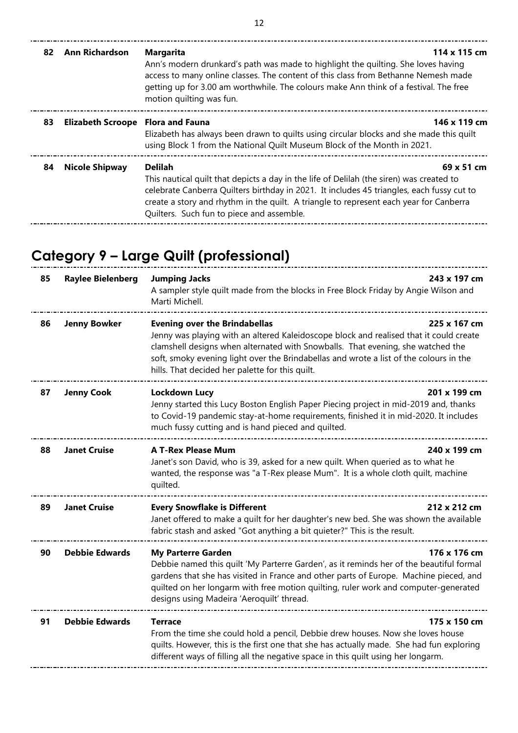**82** **Ann Richardson** **Margarita** **114 x 115 cm**
Ann's modern drunkard's path was made to highlight the quilting. She loves having access to many online classes. The content of this class from Bethanne Nemesh made getting up for 3.00 am worthwhile. The colours make Ann think of a festival. The free motion quilting was fun.

**83** **Elizabeth Scroope** **Flora and Fauna** **146 x 119 cm**
Elizabeth has always been drawn to quilts using circular blocks and she made this quilt using Block 1 from the National Quilt Museum Block of the Month in 2021.

**84** **Nicole Shipway** **Delilah** **69 x 51 cm**
This nautical quilt that depicts a day in the life of Delilah (the siren) was created to celebrate Canberra Quilters birthday in 2021. It includes 45 triangles, each fussy cut to create a story and rhythm in the quilt. A triangle to represent each year for Canberra Quilters. Such fun to piece and assemble.

## Category 9 – Large Quilt (professional)

**85** **Raylee Bielenberg** **Jumping Jacks** **243 x 197 cm**
A sampler style quilt made from the blocks in Free Block Friday by Angie Wilson and Marti Michell.

**86** **Jenny Bowker** **Evening over the Brindabellas** **225 x 167 cm**
Jenny was playing with an altered Kaleidoscope block and realised that it could create clamshell designs when alternated with Snowballs. That evening, she watched the soft, smoky evening light over the Brindabellas and wrote a list of the colours in the hills. That decided her palette for this quilt.

**87** **Jenny Cook** **Lockdown Lucy** **201 x 199 cm**
Jenny started this Lucy Boston English Paper Piecing project in mid-2019 and, thanks to Covid-19 pandemic stay-at-home requirements, finished it in mid-2020. It includes much fussy cutting and is hand pieced and quilted.

**88** **Janet Cruise** **A T-Rex Please Mum** **240 x 199 cm**
Janet's son David, who is 39, asked for a new quilt. When queried as to what he wanted, the response was "a T-Rex please Mum". It is a whole cloth quilt, machine quilted.

**89** **Janet Cruise** **Every Snowflake is Different** **212 x 212 cm**
Janet offered to make a quilt for her daughter's new bed. She was shown the available fabric stash and asked "Got anything a bit quieter?" This is the result.

**90** **Debbie Edwards** **My Parterre Garden** **176 x 176 cm**
Debbie named this quilt 'My Parterre Garden', as it reminds her of the beautiful formal gardens that she has visited in France and other parts of Europe. Machine pieced, and quilted on her longarm with free motion quilting, ruler work and computer-generated designs using Madeira 'Aeroquilt' thread.

**91** **Debbie Edwards** **Terrace** **175 x 150 cm**
From the time she could hold a pencil, Debbie drew houses. Now she loves house quilts. However, this is the first one that she has actually made. She had fun exploring different ways of filling all the negative space in this quilt using her longarm.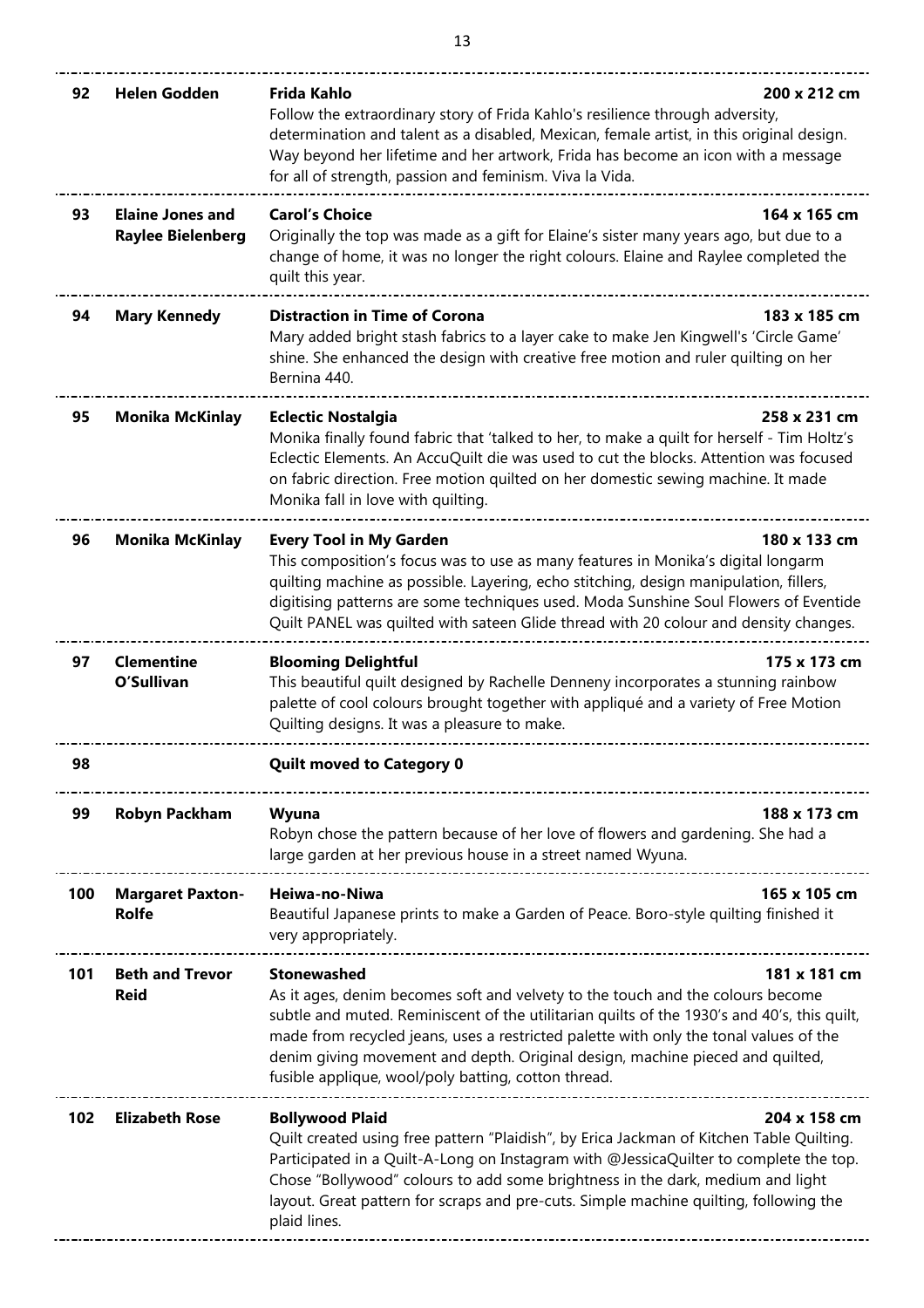| | | | |
|---|---|---|---|
| 92 | **Helen Godden** | **Frida Kahlo**<br>Follow the extraordinary story of Frida Kahlo's resilience through adversity, determination and talent as a disabled, Mexican, female artist, in this original design. Way beyond her lifetime and her artwork, Frida has become an icon with a message for all of strength, passion and feminism. Viva la Vida. | **200 x 212 cm** |
| 93 | **Elaine Jones and Raylee Bielenberg** | **Carol's Choice**<br>Originally the top was made as a gift for Elaine's sister many years ago, but due to a change of home, it was no longer the right colours. Elaine and Raylee completed the quilt this year. | **164 x 165 cm** |
| 94 | **Mary Kennedy** | **Distraction in Time of Corona**<br>Mary added bright stash fabrics to a layer cake to make Jen Kingwell's 'Circle Game' shine. She enhanced the design with creative free motion and ruler quilting on her Bernina 440. | **183 x 185 cm** |
| 95 | **Monika McKinlay** | **Eclectic Nostalgia**<br>Monika finally found fabric that 'talked to her, to make a quilt for herself - Tim Holtz's Eclectic Elements. An AccuQuilt die was used to cut the blocks. Attention was focused on fabric direction. Free motion quilted on her domestic sewing machine. It made Monika fall in love with quilting. | **258 x 231 cm** |
| 96 | **Monika McKinlay** | **Every Tool in My Garden**<br>This composition's focus was to use as many features in Monika's digital longarm quilting machine as possible. Layering, echo stitching, design manipulation, fillers, digitising patterns are some techniques used. Moda Sunshine Soul Flowers of Eventide Quilt PANEL was quilted with sateen Glide thread with 20 colour and density changes. | **180 x 133 cm** |
| 97 | **Clementine O'Sullivan** | **Blooming Delightful**<br>This beautiful quilt designed by Rachelle Denneny incorporates a stunning rainbow palette of cool colours brought together with appliqué and a variety of Free Motion Quilting designs. It was a pleasure to make. | **175 x 173 cm** |
| 98 | | **Quilt moved to Category 0** | |
| 99 | **Robyn Packham** | **Wyuna**<br>Robyn chose the pattern because of her love of flowers and gardening. She had a large garden at her previous house in a street named Wyuna. | **188 x 173 cm** |
| 100 | **Margaret Paxton-Rolfe** | **Heiwa-no-Niwa**<br>Beautiful Japanese prints to make a Garden of Peace. Boro-style quilting finished it very appropriately. | **165 x 105 cm** |
| 101 | **Beth and Trevor Reid** | **Stonewashed**<br>As it ages, denim becomes soft and velvety to the touch and the colours become subtle and muted. Reminiscent of the utilitarian quilts of the 1930's and 40's, this quilt, made from recycled jeans, uses a restricted palette with only the tonal values of the denim giving movement and depth. Original design, machine pieced and quilted, fusible applique, wool/poly batting, cotton thread. | **181 x 181 cm** |
| 102 | **Elizabeth Rose** | **Bollywood Plaid**<br>Quilt created using free pattern "Plaidish", by Erica Jackman of Kitchen Table Quilting. Participated in a Quilt-A-Long on Instagram with @JessicaQuilter to complete the top. Chose "Bollywood" colours to add some brightness in the dark, medium and light layout. Great pattern for scraps and pre-cuts. Simple machine quilting, following the plaid lines. | **204 x 158 cm** |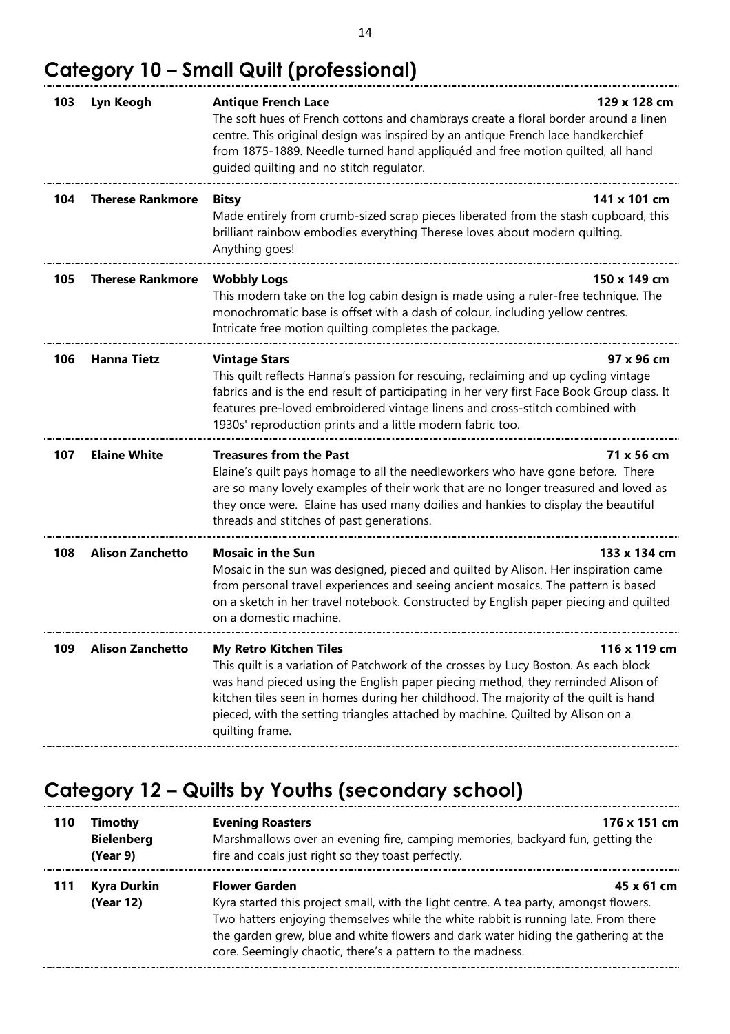## Category 10 – Small Quilt (professional)

| | | | |
|---|---|---|---|
| 103 | Lyn Keogh | **Antique French Lace**<br>The soft hues of French cottons and chambrays create a floral border around a linen centre. This original design was inspired by an antique French lace handkerchief from 1875-1889. Needle turned hand appliquéd and free motion quilted, all hand guided quilting and no stitch regulator. | 129 x 128 cm |
| 104 | Therese Rankmore | **Bitsy**<br>Made entirely from crumb-sized scrap pieces liberated from the stash cupboard, this brilliant rainbow embodies everything Therese loves about modern quilting. Anything goes! | 141 x 101 cm |
| 105 | Therese Rankmore | **Wobbly Logs**<br>This modern take on the log cabin design is made using a ruler-free technique. The monochromatic base is offset with a dash of colour, including yellow centres. Intricate free motion quilting completes the package. | 150 x 149 cm |
| 106 | Hanna Tietz | **Vintage Stars**<br>This quilt reflects Hanna's passion for rescuing, reclaiming and up cycling vintage fabrics and is the end result of participating in her very first Face Book Group class. It features pre-loved embroidered vintage linens and cross-stitch combined with 1930s' reproduction prints and a little modern fabric too. | 97 x 96 cm |
| 107 | Elaine White | **Treasures from the Past**<br>Elaine's quilt pays homage to all the needleworkers who have gone before. There are so many lovely examples of their work that are no longer treasured and loved as they once were. Elaine has used many doilies and hankies to display the beautiful threads and stitches of past generations. | 71 x 56 cm |
| 108 | Alison Zanchetto | **Mosaic in the Sun**<br>Mosaic in the sun was designed, pieced and quilted by Alison. Her inspiration came from personal travel experiences and seeing ancient mosaics. The pattern is based on a sketch in her travel notebook. Constructed by English paper piecing and quilted on a domestic machine. | 133 x 134 cm |
| 109 | Alison Zanchetto | **My Retro Kitchen Tiles**<br>This quilt is a variation of Patchwork of the crosses by Lucy Boston. As each block was hand pieced using the English paper piecing method, they reminded Alison of kitchen tiles seen in homes during her childhood. The majority of the quilt is hand pieced, with the setting triangles attached by machine. Quilted by Alison on a quilting frame. | 116 x 119 cm |

## Category 12 – Quilts by Youths (secondary school)

| | | | |
|---|---|---|---|
| 110 | Timothy Bielenberg (Year 9) | **Evening Roasters**<br>Marshmallows over an evening fire, camping memories, backyard fun, getting the fire and coals just right so they toast perfectly. | 176 x 151 cm |
| 111 | Kyra Durkin (Year 12) | **Flower Garden**<br>Kyra started this project small, with the light centre. A tea party, amongst flowers. Two hatters enjoying themselves while the white rabbit is running late. From there the garden grew, blue and white flowers and dark water hiding the gathering at the core. Seemingly chaotic, there's a pattern to the madness. | 45 x 61 cm |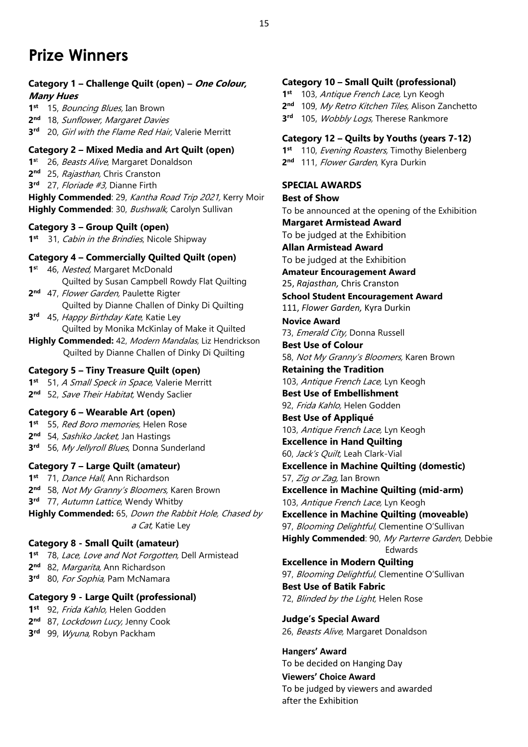# Prize Winners

### Category 1 – Challenge Quilt (open) – *One Colour, Many Hues*

**1st** 15, *Bouncing Blues,* Ian Brown
**2nd** 18, *Sunflower, Margaret Davies*
**3rd** 20, *Girl with the Flame Red Hair,* Valerie Merritt

### Category 2 – Mixed Media and Art Quilt (open)

**1st** 26, *Beasts Alive*, Margaret Donaldson
**2nd** 25, *Rajasthan,* Chris Cranston
**3rd** 27, *Floriade #3,* Dianne Firth
**Highly Commended**: 29, *Kantha Road Trip 2021,* Kerry Moir
**Highly Commended**: 30, *Bushwalk,* Carolyn Sullivan

### Category 3 – Group Quilt (open)

**1st** 31, *Cabin in the Brindies*, Nicole Shipway

### Category 4 – Commercially Quilted Quilt (open)

**1st** 46, *Nested,* Margaret McDonald
Quilted by Susan Campbell Rowdy Flat Quilting
**2nd** 47, *Flower Garden,* Paulette Rigter
Quilted by Dianne Challen of Dinky Di Quilting
**3rd** 45, *Happy Birthday Kate*, Katie Ley
Quilted by Monika McKinlay of Make it Quilted
**Highly Commended:** 42, *Modern Mandalas,* Liz Hendrickson
Quilted by Dianne Challen of Dinky Di Quilting

### Category 5 – Tiny Treasure Quilt (open)

**1st** 51, *A Small Speck in Space,* Valerie Merritt
**2nd** 52, *Save Their Habitat,* Wendy Saclier

### Category 6 – Wearable Art (open)

**1st** 55, *Red Boro memories,* Helen Rose
**2nd** 54, *Sashiko Jacket,* Jan Hastings
**3rd** 56, *My Jellyroll Blues*, Donna Sunderland

### Category 7 – Large Quilt (amateur)

**1st** 71, *Dance Hall*, Ann Richardson
**2nd** 58, *Not My Granny's Bloomers,* Karen Brown
**3rd** 77, *Autumn Lattice*, Wendy Whitby
**Highly Commended:** 65, *Down the Rabbit Hole, Chased by a Cat,* Katie Ley

### Category 8 - Small Quilt (amateur)

**1st** 78, *Lace, Love and Not Forgotten,* Dell Armistead
**2nd** 82, *Margarita,* Ann Richardson
**3rd** 80, *For Sophia,* Pam McNamara

### Category 9 - Large Quilt (professional)

**1st** 92, *Frida Kahlo,* Helen Godden
**2nd** 87, *Lockdown Lucy,* Jenny Cook
**3rd** 99, *Wyuna,* Robyn Packham

### Category 10 – Small Quilt (professional)

**1st** 103, *Antique French Lace,* Lyn Keogh
**2nd** 109, *My Retro Kitchen Tiles,* Alison Zanchetto
**3rd** 105, *Wobbly Logs,* Therese Rankmore

### Category 12 – Quilts by Youths (years 7-12)

**1st** 110, *Evening Roasters,* Timothy Bielenberg
**2nd** 111, *Flower Garden*, Kyra Durkin

### SPECIAL AWARDS

**Best of Show**
To be announced at the opening of the Exhibition

**Margaret Armistead Award**
To be judged at the Exhibition

**Allan Armistead Award**
To be judged at the Exhibition

**Amateur Encouragement Award**
25, *Rajasthan,* Chris Cranston

**School Student Encouragement Award**
111, *Flower Garden,* Kyra Durkin

**Novice Award**
73, *Emerald City,* Donna Russell

**Best Use of Colour**
58, *Not My Granny's Bloomers,* Karen Brown

**Retaining the Tradition**
103, *Antique French Lace,* Lyn Keogh

**Best Use of Embellishment**
92, *Frida Kahlo,* Helen Godden

**Best Use of Appliqué**
103, *Antique French Lace,* Lyn Keogh

**Excellence in Hand Quilting**
60, *Jack's Quilt,* Leah Clark-Vial

**Excellence in Machine Quilting (domestic)**
57, *Zig or Zag,* Ian Brown

**Excellence in Machine Quilting (mid-arm)**
103, *Antique French Lace,* Lyn Keogh

**Excellence in Machine Quilting (moveable)**
97, *Blooming Delightful,* Clementine O'Sullivan
**Highly Commended**: 90, *My Parterre Garden,* Debbie Edwards

**Excellence in Modern Quilting**
97, *Blooming Delightful,* Clementine O'Sullivan

**Best Use of Batik Fabric**
72, *Blinded by the Light,* Helen Rose

**Judge's Special Award**
26, *Beasts Alive,* Margaret Donaldson

**Hangers' Award**
To be decided on Hanging Day

**Viewers' Choice Award**
To be judged by viewers and awarded after the Exhibition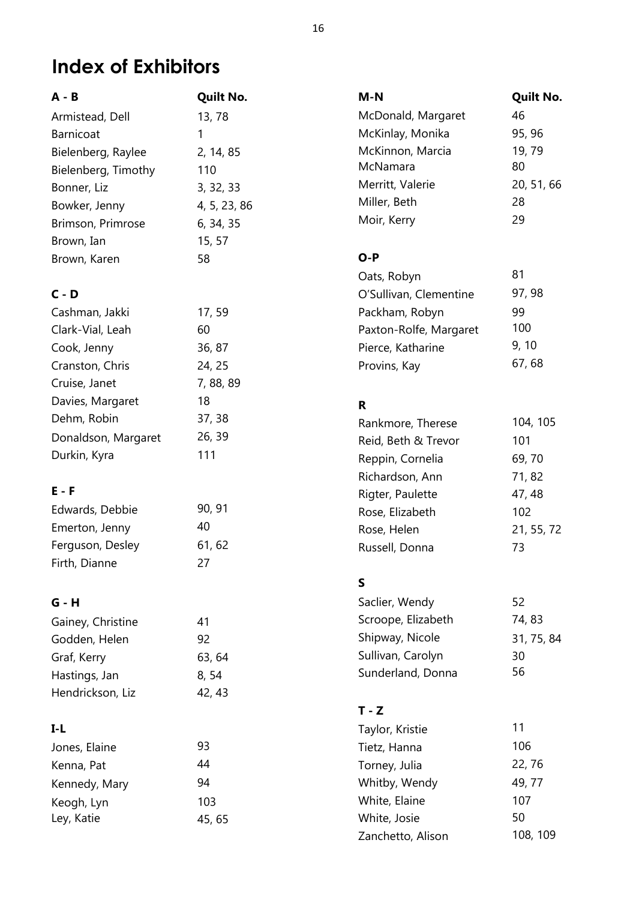# Index of Exhibitors

| A - B | Quilt No. |
|---|---|
| Armistead, Dell | 13, 78 |
| Barnicoat | 1 |
| Bielenberg, Raylee | 2, 14, 85 |
| Bielenberg, Timothy | 110 |
| Bonner, Liz | 3, 32, 33 |
| Bowker, Jenny | 4, 5, 23, 86 |
| Brimson, Primrose | 6, 34, 35 |
| Brown, Ian | 15, 57 |
| Brown, Karen | 58 |
| **C - D** | |
| Cashman, Jakki | 17, 59 |
| Clark-Vial, Leah | 60 |
| Cook, Jenny | 36, 87 |
| Cranston, Chris | 24, 25 |
| Cruise, Janet | 7, 88, 89 |
| Davies, Margaret | 18 |
| Dehm, Robin | 37, 38 |
| Donaldson, Margaret | 26, 39 |
| Durkin, Kyra | 111 |
| **E - F** | |
| Edwards, Debbie | 90, 91 |
| Emerton, Jenny | 40 |
| Ferguson, Desley | 61, 62 |
| Firth, Dianne | 27 |
| **G - H** | |
| Gainey, Christine | 41 |
| Godden, Helen | 92 |
| Graf, Kerry | 63, 64 |
| Hastings, Jan | 8, 54 |
| Hendrickson, Liz | 42, 43 |
| **I-L** | |
| Jones, Elaine | 93 |
| Kenna, Pat | 44 |
| Kennedy, Mary | 94 |
| Keogh, Lyn | 103 |
| Ley, Katie | 45, 65 |

| M-N | Quilt No. |
|---|---|
| McDonald, Margaret | 46 |
| McKinlay, Monika | 95, 96 |
| McKinnon, Marcia | 19, 79 |
| McNamara | 80 |
| Merritt, Valerie | 20, 51, 66 |
| Miller, Beth | 28 |
| Moir, Kerry | 29 |
| **O-P** | |
| Oats, Robyn | 81 |
| O'Sullivan, Clementine | 97, 98 |
| Packham, Robyn | 99 |
| Paxton-Rolfe, Margaret | 100 |
| Pierce, Katharine | 9, 10 |
| Provins, Kay | 67, 68 |
| **R** | |
| Rankmore, Therese | 104, 105 |
| Reid, Beth & Trevor | 101 |
| Reppin, Cornelia | 69, 70 |
| Richardson, Ann | 71, 82 |
| Rigter, Paulette | 47, 48 |
| Rose, Elizabeth | 102 |
| Rose, Helen | 21, 55, 72 |
| Russell, Donna | 73 |
| **S** | |
| Saclier, Wendy | 52 |
| Scroope, Elizabeth | 74, 83 |
| Shipway, Nicole | 31, 75, 84 |
| Sullivan, Carolyn | 30 |
| Sunderland, Donna | 56 |
| **T - Z** | |
| Taylor, Kristie | 11 |
| Tietz, Hanna | 106 |
| Torney, Julia | 22, 76 |
| Whitby, Wendy | 49, 77 |
| White, Elaine | 107 |
| White, Josie | 50 |
| Zanchetto, Alison | 108, 109 |